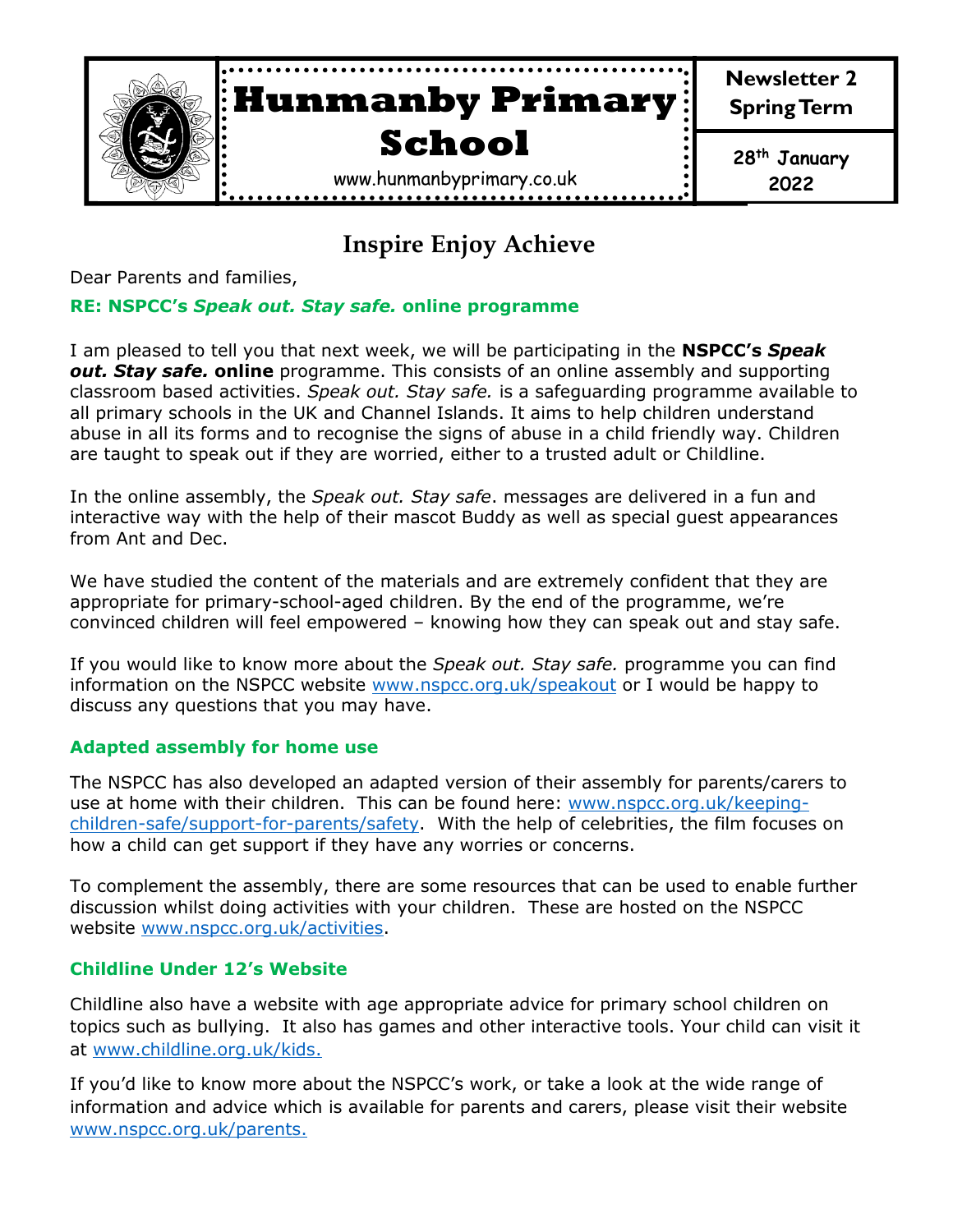# Hunmanby Primary School

www.hunmanbyprimary.co.uk

**Newsletter 2 Spring Term**

**28th January 2022**

## Inspire Enjoy Achieve

Dear Parents and families,

### RE: NSPCC's *Speak out. Stay safe.* online programme

I am pleased to tell you that next week, we will be participating in the **NSPCC's *Speak out. Stay safe.* online** programme. This consists of an online assembly and supporting classroom based activities. *Speak out. Stay safe.* is a safeguarding programme available to all primary schools in the UK and Channel Islands. It aims to help children understand abuse in all its forms and to recognise the signs of abuse in a child friendly way. Children are taught to speak out if they are worried, either to a trusted adult or Childline.

In the online assembly, the *Speak out. Stay safe*. messages are delivered in a fun and interactive way with the help of their mascot Buddy as well as special guest appearances from Ant and Dec.

We have studied the content of the materials and are extremely confident that they are appropriate for primary-school-aged children. By the end of the programme, we're convinced children will feel empowered – knowing how they can speak out and stay safe.

If you would like to know more about the *Speak out. Stay safe.* programme you can find information on the NSPCC website www.nspcc.org.uk/speakout or I would be happy to discuss any questions that you may have.

### Adapted assembly for home use

The NSPCC has also developed an adapted version of their assembly for parents/carers to use at home with their children. This can be found here: www.nspcc.org.uk/keeping-children-safe/support-for-parents/safety. With the help of celebrities, the film focuses on how a child can get support if they have any worries or concerns.

To complement the assembly, there are some resources that can be used to enable further discussion whilst doing activities with your children. These are hosted on the NSPCC website www.nspcc.org.uk/activities.

### Childline Under 12's Website

Childline also have a website with age appropriate advice for primary school children on topics such as bullying. It also has games and other interactive tools. Your child can visit it at www.childline.org.uk/kids.

If you'd like to know more about the NSPCC's work, or take a look at the wide range of information and advice which is available for parents and carers, please visit their website www.nspcc.org.uk/parents.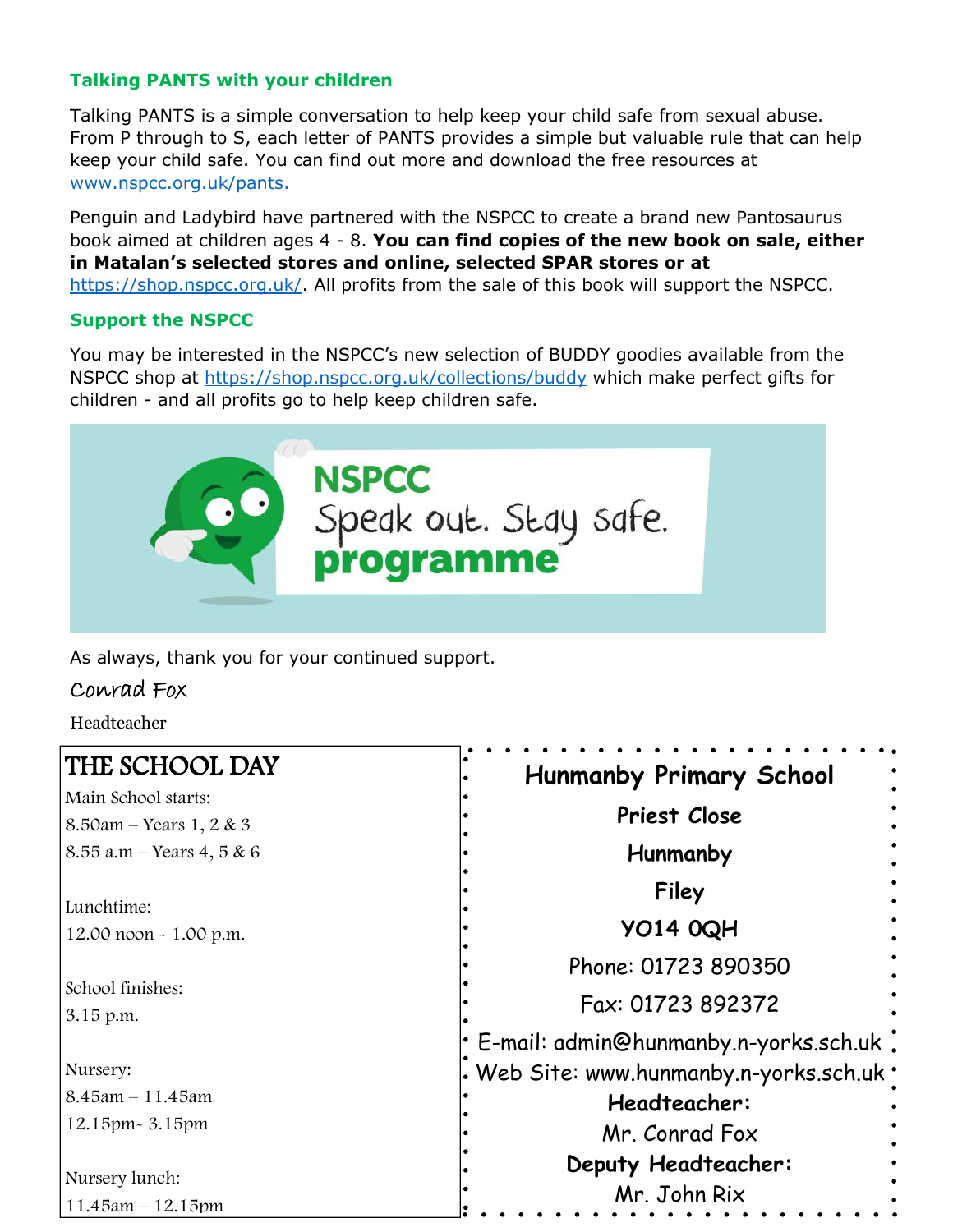### Talking PANTS with your children

Talking PANTS is a simple conversation to help keep your child safe from sexual abuse. From P through to S, each letter of PANTS provides a simple but valuable rule that can help keep your child safe. You can find out more and download the free resources at www.nspcc.org.uk/pants.

Penguin and Ladybird have partnered with the NSPCC to create a brand new Pantosaurus book aimed at children ages 4 - 8. **You can find copies of the new book on sale, either in Matalan's selected stores and online, selected SPAR stores or at** https://shop.nspcc.org.uk/. All profits from the sale of this book will support the NSPCC.

### Support the NSPCC

You may be interested in the NSPCC's new selection of BUDDY goodies available from the NSPCC shop at https://shop.nspcc.org.uk/collections/buddy which make perfect gifts for children - and all profits go to help keep children safe.

NSPCC
Speak out. Stay safe.
programme

As always, thank you for your continued support.

Conrad Fox

Headteacher

## THE SCHOOL DAY

Main School starts:
8.50am – Years 1, 2 & 3
8.55 a.m – Years 4, 5 & 6

Lunchtime:
12.00 noon - 1.00 p.m.

School finishes:
3.15 p.m.

Nursery:
8.45am – 11.45am
12.15pm- 3.15pm

Nursery lunch:
11.45am – 12.15pm

**Hunmanby Primary School**
**Priest Close**
**Hunmanby**
**Filey**
**YO14 0QH**
Phone: 01723 890350
Fax: 01723 892372
E-mail: admin@hunmanby.n-yorks.sch.uk
Web Site: www.hunmanby.n-yorks.sch.uk
**Headteacher:**
Mr. Conrad Fox
**Deputy Headteacher:**
Mr. John Rix